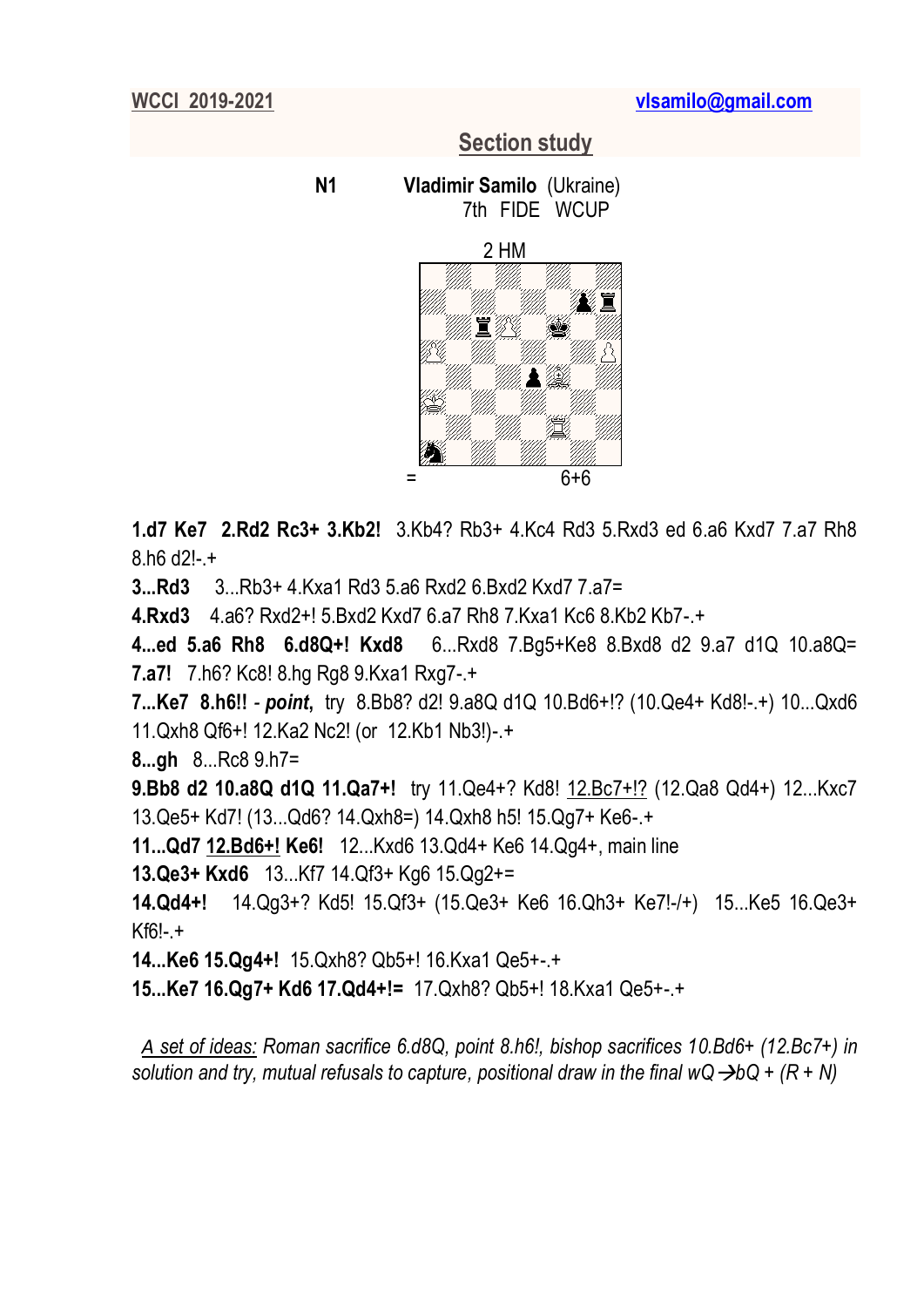WCCI 2019-2021 vlsamilo@gmail.com

## Section study

**N1** **Vladimir Samilo** (Ukraine)
7th FIDE WCUP

2 HM

= 6+6

**1.d7 Ke7 2.Rd2 Rc3+ 3.Kb2!** 3.Kb4? Rb3+ 4.Kc4 Rd3 5.Rxd3 ed 6.a6 Kxd7 7.a7 Rh8 8.h6 d2!-.+

**3...Rd3** 3...Rb3+ 4.Kxa1 Rd3 5.a6 Rxd2 6.Bxd2 Kxd7 7.a7=

**4.Rxd3** 4.a6? Rxd2+! 5.Bxd2 Kxd7 6.a7 Rh8 7.Kxa1 Kc6 8.Kb2 Kb7-.+

**4...ed 5.a6 Rh8 6.d8Q+! Kxd8** 6...Rxd8 7.Bg5+Ke8 8.Bxd8 d2 9.a7 d1Q 10.a8Q=

**7.a7!** 7.h6? Kc8! 8.hg Rg8 9.Kxa1 Rxg7-.+

**7...Ke7 8.h6!!** - ***point***, try 8.Bb8? d2! 9.a8Q d1Q 10.Bd6+!? (10.Qe4+ Kd8!-.+) 10...Qxd6 11.Qxh8 Qf6+! 12.Ka2 Nc2! (or 12.Kb1 Nb3!)-.+

**8...gh** 8...Rc8 9.h7=

**9.Bb8 d2 10.a8Q d1Q 11.Qa7+!** try 11.Qe4+? Kd8! 12.Bc7+!? (12.Qa8 Qd4+) 12...Kxc7 13.Qe5+ Kd7! (13...Qd6? 14.Qxh8=) 14.Qxh8 h5! 15.Qg7+ Ke6-.+

**11...Qd7 12.Bd6+! Ke6!** 12...Kxd6 13.Qd4+ Ke6 14.Qg4+, main line

**13.Qe3+ Kxd6** 13...Kf7 14.Qf3+ Kg6 15.Qg2+=

**14.Qd4+!** 14.Qg3+? Kd5! 15.Qf3+ (15.Qe3+ Ke6 16.Qh3+ Ke7!-/+) 15...Ke5 16.Qe3+ Kf6!-.+

**14...Ke6 15.Qg4+!** 15.Qxh8? Qb5+! 16.Kxa1 Qe5+-.+

**15...Ke7 16.Qg7+ Kd6 17.Qd4+!=** 17.Qxh8? Qb5+! 18.Kxa1 Qe5+-.+

*A set of ideas: Roman sacrifice 6.d8Q, point 8.h6!, bishop sacrifices 10.Bd6+ (12.Bc7+) in solution and try, mutual refusals to capture, positional draw in the final wQ→bQ + (R + N)*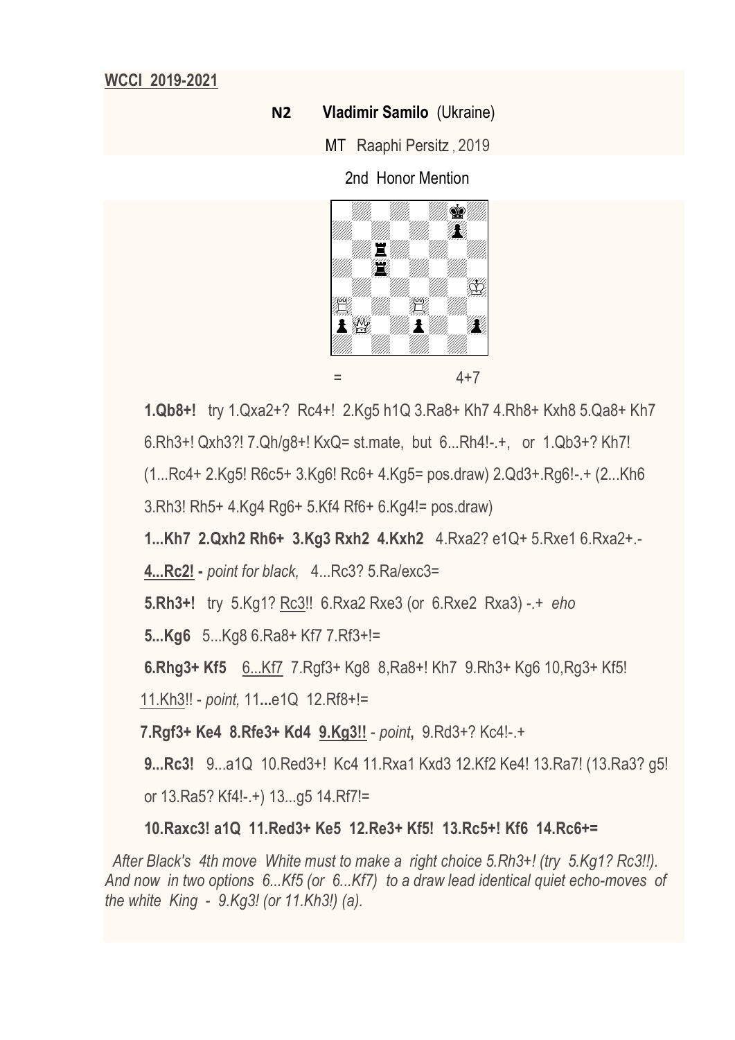**WCCI 2019-2021**

**N2 Vladimir Samilo** (Ukraine)

MT Raaphi Persitz , 2019

2nd Honor Mention

= 4+7

**1.Qb8+!** try 1.Qxa2+? Rc4+! 2.Kg5 h1Q 3.Ra8+ Kh7 4.Rh8+ Kxh8 5.Qa8+ Kh7 6.Rh3+! Qxh3?! 7.Qh/g8+! KxQ= st.mate, but 6...Rh4!-.+, or 1.Qb3+? Kh7! (1...Rc4+ 2.Kg5! R6c5+ 3.Kg6! Rc6+ 4.Kg5= pos.draw) 2.Qd3+.Rg6!-.+ (2...Kh6 3.Rh3! Rh5+ 4.Kg4 Rg6+ 5.Kf4 Rf6+ 6.Kg4!= pos.draw)

**1...Kh7 2.Qxh2 Rh6+ 3.Kg3 Rxh2 4.Kxh2** 4.Rxa2? e1Q+ 5.Rxe1 6.Rxa2+.-

**4...Rc2! -** *point for black,* 4...Rc3? 5.Ra/exc3=

**5.Rh3+!** try 5.Kg1? Rc3!! 6.Rxa2 Rxe3 (or 6.Rxe2 Rxa3) -.+ *eho*

**5...Kg6** 5...Kg8 6.Ra8+ Kf7 7.Rf3+!=

**6.Rhg3+ Kf5** 6...Kf7 7.Rgf3+ Kg8 8,Ra8+! Kh7 9.Rh3+ Kg6 10,Rg3+ Kf5! 11.Kh3!! - *point,* 11**...**e1Q 12.Rf8+!=

**7.Rgf3+ Ke4 8.Rfe3+ Kd4 9.Kg3!!** - *point***,** 9.Rd3+? Kc4!-.+

**9...Rc3!** 9...a1Q 10.Red3+! Kc4 11.Rxa1 Kxd3 12.Kf2 Ke4! 13.Ra7! (13.Ra3? g5! or 13.Ra5? Kf4!-.+) 13...g5 14.Rf7!=

**10.Raxc3! a1Q 11.Red3+ Ke5 12.Re3+ Kf5! 13.Rc5+! Kf6 14.Rc6+=**

*After Black's 4th move White must to make a right choice 5.Rh3+! (try 5.Kg1? Rc3!!). And now in two options 6...Kf5 (or 6...Kf7) to a draw lead identical quiet echo-moves of the white King - 9.Kg3! (or 11.Kh3!) (a).*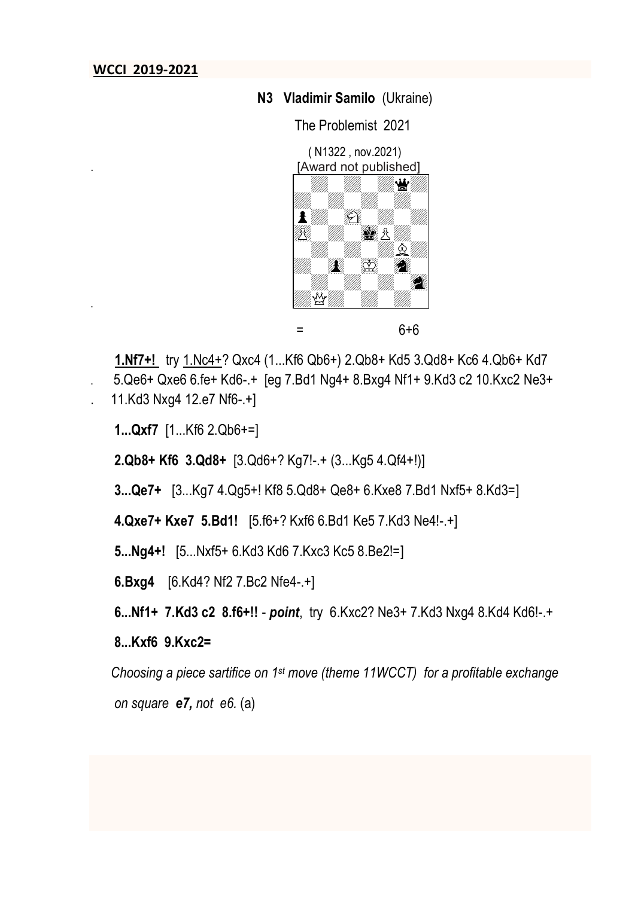**WCCI 2019-2021**

**N3 Vladimir Samilo** (Ukraine)

The Problemist 2021

( N1322 , nov.2021)
[Award not published]

= 6+6

**1.Nf7+!** try 1.Nc4+? Qxc4 (1...Kf6 Qb6+) 2.Qb8+ Kd5 3.Qd8+ Kc6 4.Qb6+ Kd7 5.Qe6+ Qxe6 6.fe+ Kd6-.+ [eg 7.Bd1 Ng4+ 8.Bxg4 Nf1+ 9.Kd3 c2 10.Kxc2 Ne3+ 11.Kd3 Nxg4 12.e7 Nf6-.+]

**1...Qxf7** [1...Kf6 2.Qb6+=]

**2.Qb8+ Kf6 3.Qd8+** [3.Qd6+? Kg7!-.+ (3...Kg5 4.Qf4+!)]

**3...Qe7+** [3...Kg7 4.Qg5+! Kf8 5.Qd8+ Qe8+ 6.Kxe8 7.Bd1 Nxf5+ 8.Kd3=]

**4.Qxe7+ Kxe7 5.Bd1!** [5.f6+? Kxf6 6.Bd1 Ke5 7.Kd3 Ne4!-.+]

**5...Ng4+!** [5...Nxf5+ 6.Kd3 Kd6 7.Kxc3 Kc5 8.Be2!=]

**6.Bxg4** [6.Kd4? Nf2 7.Bc2 Nfe4-.+]

**6...Nf1+ 7.Kd3 c2 8.f6+!!** - ***point***, try 6.Kxc2? Ne3+ 7.Kd3 Nxg4 8.Kd4 Kd6!-.+

**8...Kxf6 9.Kxc2=**

*Choosing a piece sartifice on 1st move (theme 11WCCT) for a profitable exchange on square* ***e7,*** *not e6.* (a)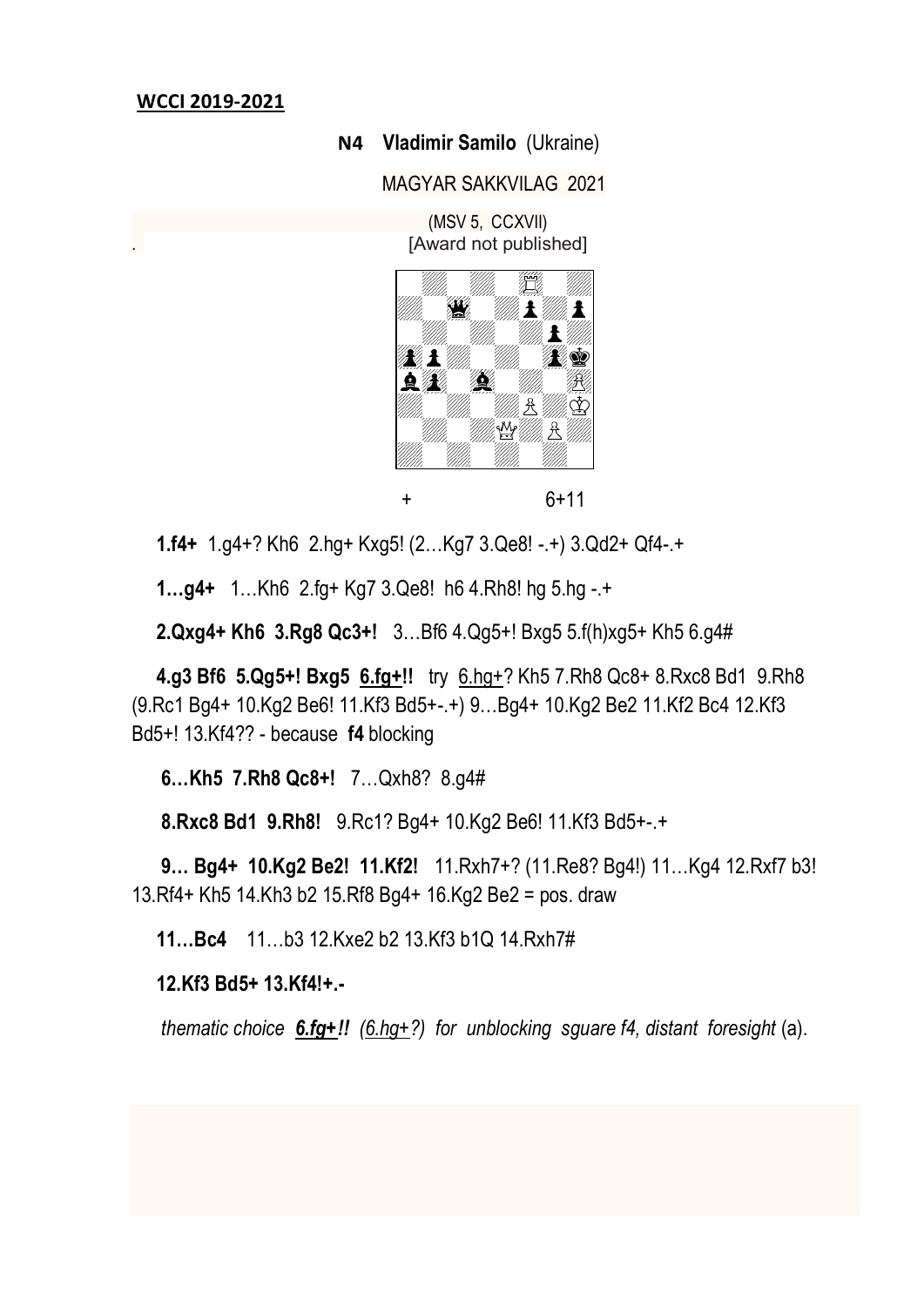**WCCI 2019-2021**

**N4 Vladimir Samilo** (Ukraine)

MAGYAR SAKKVILAG 2021

(MSV 5, CCXVII)

. [Award not published]

\+ 6+11

**1.f4+** 1.g4+? Kh6 2.hg+ Kxg5! (2…Kg7 3.Qe8! -.+) 3.Qd2+ Qf4-.+

**1…g4+** 1…Kh6 2.fg+ Kg7 3.Qe8! h6 4.Rh8! hg 5.hg -.+

**2.Qxg4+ Kh6 3.Rg8 Qc3+!** 3…Bf6 4.Qg5+! Bxg5 5.f(h)xg5+ Kh5 6.g4#

**4.g3 Bf6 5.Qg5+! Bxg5 <u>6.fg+</u>!!** try <u>6.hg+</u>? Kh5 7.Rh8 Qc8+ 8.Rxc8 Bd1 9.Rh8 (9.Rc1 Bg4+ 10.Kg2 Be6! 11.Kf3 Bd5+-.+) 9…Bg4+ 10.Kg2 Be2 11.Kf2 Bc4 12.Kf3 Bd5+! 13.Kf4?? - because **f4** blocking

**6…Kh5 7.Rh8 Qc8+!** 7…Qxh8? 8.g4#

**8.Rxc8 Bd1 9.Rh8!** 9.Rc1? Bg4+ 10.Kg2 Be6! 11.Kf3 Bd5+-.+

**9… Bg4+ 10.Kg2 Be2! 11.Kf2!** 11.Rxh7+? (11.Re8? Bg4!) 11…Kg4 12.Rxf7 b3! 13.Rf4+ Kh5 14.Kh3 b2 15.Rf8 Bg4+ 16.Kg2 Be2 = pos. draw

**11…Bc4** 11…b3 12.Kxe2 b2 13.Kf3 b1Q 14.Rxh7#

**12.Kf3 Bd5+ 13.Kf4!+.-**

*thematic choice **<u>6.fg+</u>!!** (<u>6.hg+</u>?) for unblocking sguare f4, distant foresight* (a).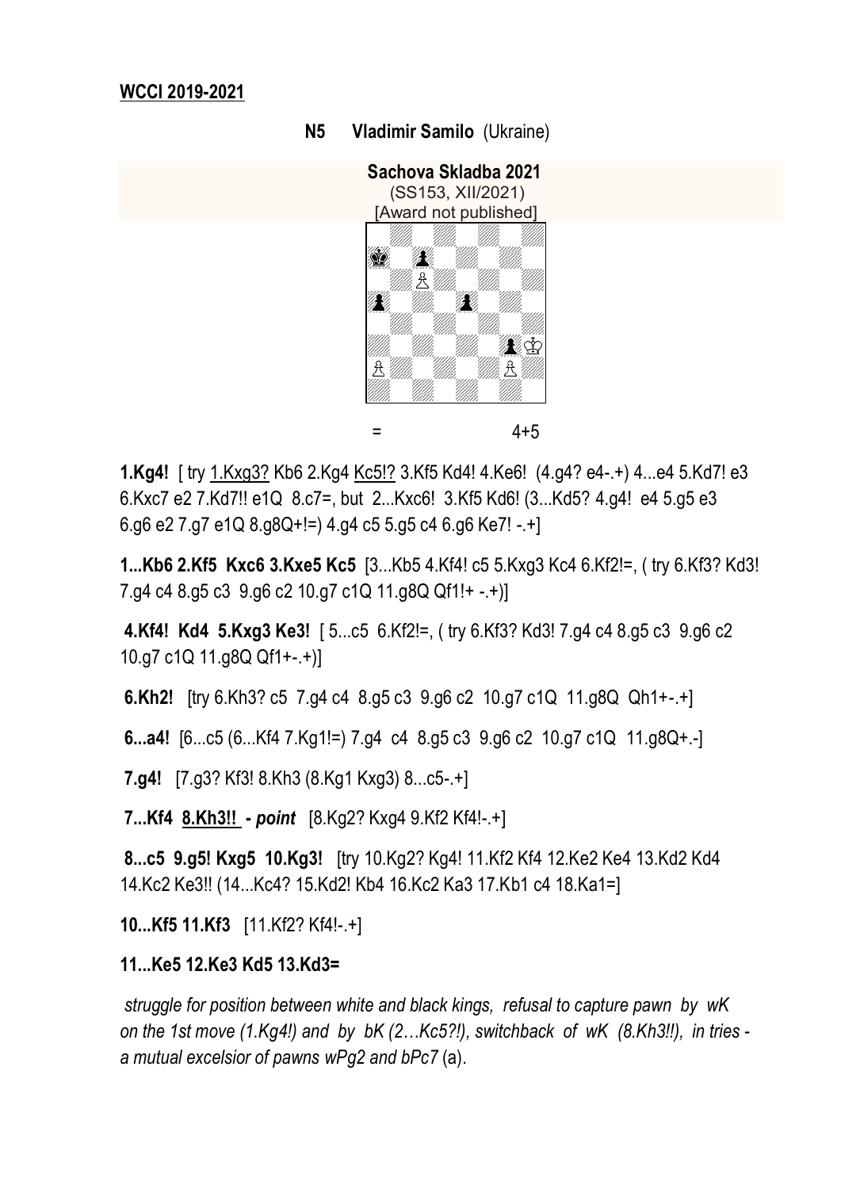**WCCI 2019-2021**

**N5 Vladimir Samilo** (Ukraine)

**Sachova Skladba 2021**
(SS153, XII/2021)
[Award not published]

= 4+5

**1.Kg4!** [ try 1.Kxg3? Kb6 2.Kg4 Kc5!? 3.Kf5 Kd4! 4.Ke6! (4.g4? e4-.+) 4...e4 5.Kd7! e3 6.Kxc7 e2 7.Kd7!! e1Q 8.c7=, but 2...Kxc6! 3.Kf5 Kd6! (3...Kd5? 4.g4! e4 5.g5 e3 6.g6 e2 7.g7 e1Q 8.g8Q+!=) 4.g4 c5 5.g5 c4 6.g6 Ke7! -.+]

**1...Kb6 2.Kf5 Kxc6 3.Kxe5 Kc5** [3...Kb5 4.Kf4! c5 5.Kxg3 Kc4 6.Kf2!=, ( try 6.Kf3? Kd3! 7.g4 c4 8.g5 c3 9.g6 c2 10.g7 c1Q 11.g8Q Qf1!+ -.+)]

**4.Kf4! Kd4 5.Kxg3 Ke3!** [ 5...c5 6.Kf2!=, ( try 6.Kf3? Kd3! 7.g4 c4 8.g5 c3 9.g6 c2 10.g7 c1Q 11.g8Q Qf1+-.+)]

**6.Kh2!** [try 6.Kh3? c5 7.g4 c4 8.g5 c3 9.g6 c2 10.g7 c1Q 11.g8Q Qh1+-.+]

**6...a4!** [6...c5 (6...Kf4 7.Kg1!=) 7.g4 c4 8.g5 c3 9.g6 c2 10.g7 c1Q 11.g8Q+.-]

**7.g4!** [7.g3? Kf3! 8.Kh3 (8.Kg1 Kxg3) 8...c5-.+]

**7...Kf4 8.Kh3!! -** ***point*** [8.Kg2? Kxg4 9.Kf2 Kf4!-.+]

**8...c5 9.g5! Kxg5 10.Kg3!** [try 10.Kg2? Kg4! 11.Kf2 Kf4 12.Ke2 Ke4 13.Kd2 Kd4 14.Kc2 Ke3!! (14...Kc4? 15.Kd2! Kb4 16.Kc2 Ka3 17.Kb1 c4 18.Ka1=]

**10...Kf5 11.Kf3** [11.Kf2? Kf4!-.+]

**11...Ke5 12.Ke3 Kd5 13.Kd3=**

*struggle for position between white and black kings, refusal to capture pawn by wK on the 1st move (1.Kg4!) and by bK (2…Kc5?!), switchback of wK (8.Kh3!!), in tries - a mutual excelsior of pawns wPg2 and bPc7* (a).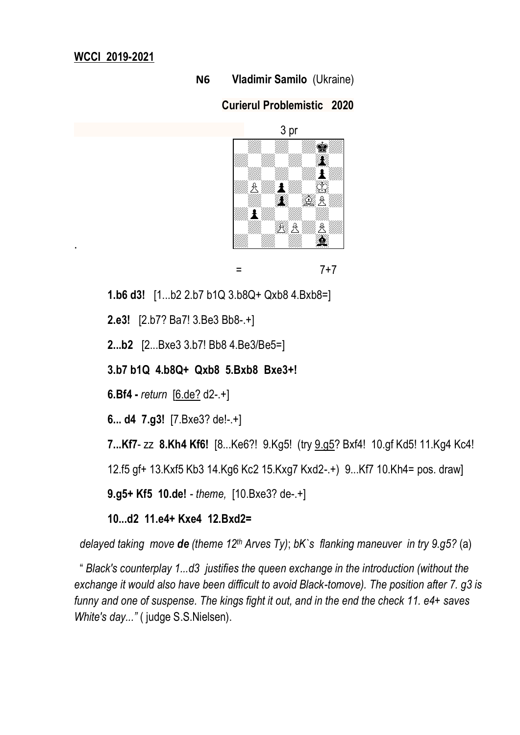**WCCI 2019-2021**

**N6 Vladimir Samilo** (Ukraine)

**Curierul Problemistic 2020**

3 pr

= 7+7

**1.b6 d3!** [1...b2 2.b7 b1Q 3.b8Q+ Qxb8 4.Bxb8=]

**2.e3!** [2.b7? Ba7! 3.Be3 Bb8-.+]

**2...b2** [2...Bxe3 3.b7! Bb8 4.Be3/Be5=]

**3.b7 b1Q 4.b8Q+ Qxb8 5.Bxb8 Bxe3+!**

**6.Bf4 -** *return* [6.de? d2-.+]

**6... d4 7.g3!** [7.Bxe3? de!-.+]

**7...Kf7**- zz **8.Kh4 Kf6!** [8...Ke6?! 9.Kg5! (try 9.g5? Bxf4! 10.gf Kd5! 11.Kg4 Kc4! 12.f5 gf+ 13.Kxf5 Kb3 14.Kg6 Kc2 15.Kxg7 Kxd2-.+) 9...Kf7 10.Kh4= pos. draw]

**9.g5+ Kf5 10.de!** - *theme,* [10.Bxe3? de-.+]

**10...d2 11.e4+ Kxe4 12.Bxd2=**

*delayed taking move **de** (theme 12th Arves Ty)*; *bK`s flanking maneuver in try 9.g5?* (a)

" *Black's counterplay 1...d3 justifies the queen exchange in the introduction (without the exchange it would also have been difficult to avoid Black-tomove). The position after 7. g3 is funny and one of suspense. The kings fight it out, and in the end the check 11. e4+ saves White's day..."* ( judge S.S.Nielsen).